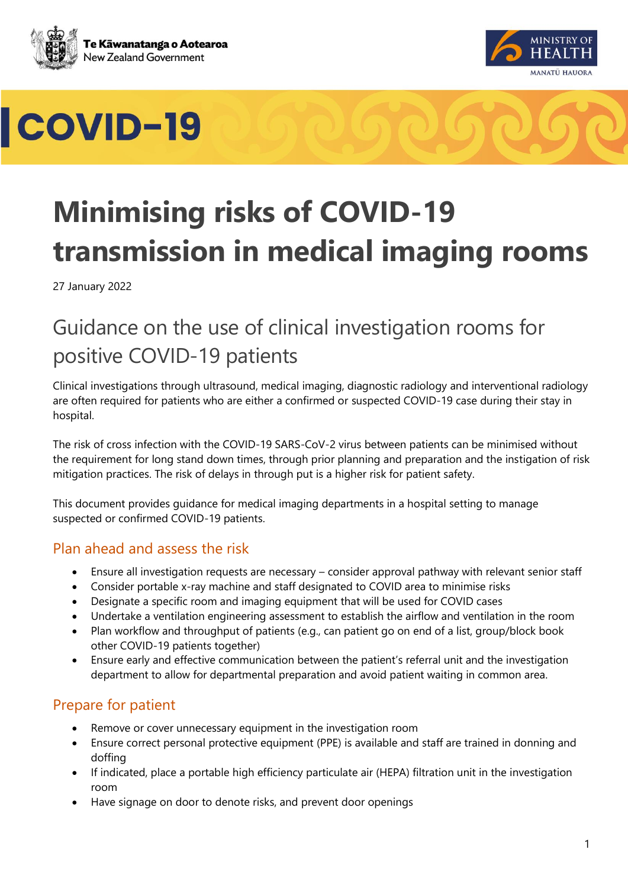Te Kāwanatanga o Aotearoa
New Zealand Government

MINISTRY OF HEALTH
MANATŪ HAUORA

COVID-19

# Minimising risks of COVID-19 transmission in medical imaging rooms

27 January 2022

## Guidance on the use of clinical investigation rooms for positive COVID-19 patients

Clinical investigations through ultrasound, medical imaging, diagnostic radiology and interventional radiology are often required for patients who are either a confirmed or suspected COVID-19 case during their stay in hospital.

The risk of cross infection with the COVID-19 SARS-CoV-2 virus between patients can be minimised without the requirement for long stand down times, through prior planning and preparation and the instigation of risk mitigation practices. The risk of delays in through put is a higher risk for patient safety.

This document provides guidance for medical imaging departments in a hospital setting to manage suspected or confirmed COVID-19 patients.

### Plan ahead and assess the risk

- Ensure all investigation requests are necessary – consider approval pathway with relevant senior staff
- Consider portable x-ray machine and staff designated to COVID area to minimise risks
- Designate a specific room and imaging equipment that will be used for COVID cases
- Undertake a ventilation engineering assessment to establish the airflow and ventilation in the room
- Plan workflow and throughput of patients (e.g., can patient go on end of a list, group/block book other COVID-19 patients together)
- Ensure early and effective communication between the patient's referral unit and the investigation department to allow for departmental preparation and avoid patient waiting in common area.

### Prepare for patient

- Remove or cover unnecessary equipment in the investigation room
- Ensure correct personal protective equipment (PPE) is available and staff are trained in donning and doffing
- If indicated, place a portable high efficiency particulate air (HEPA) filtration unit in the investigation room
- Have signage on door to denote risks, and prevent door openings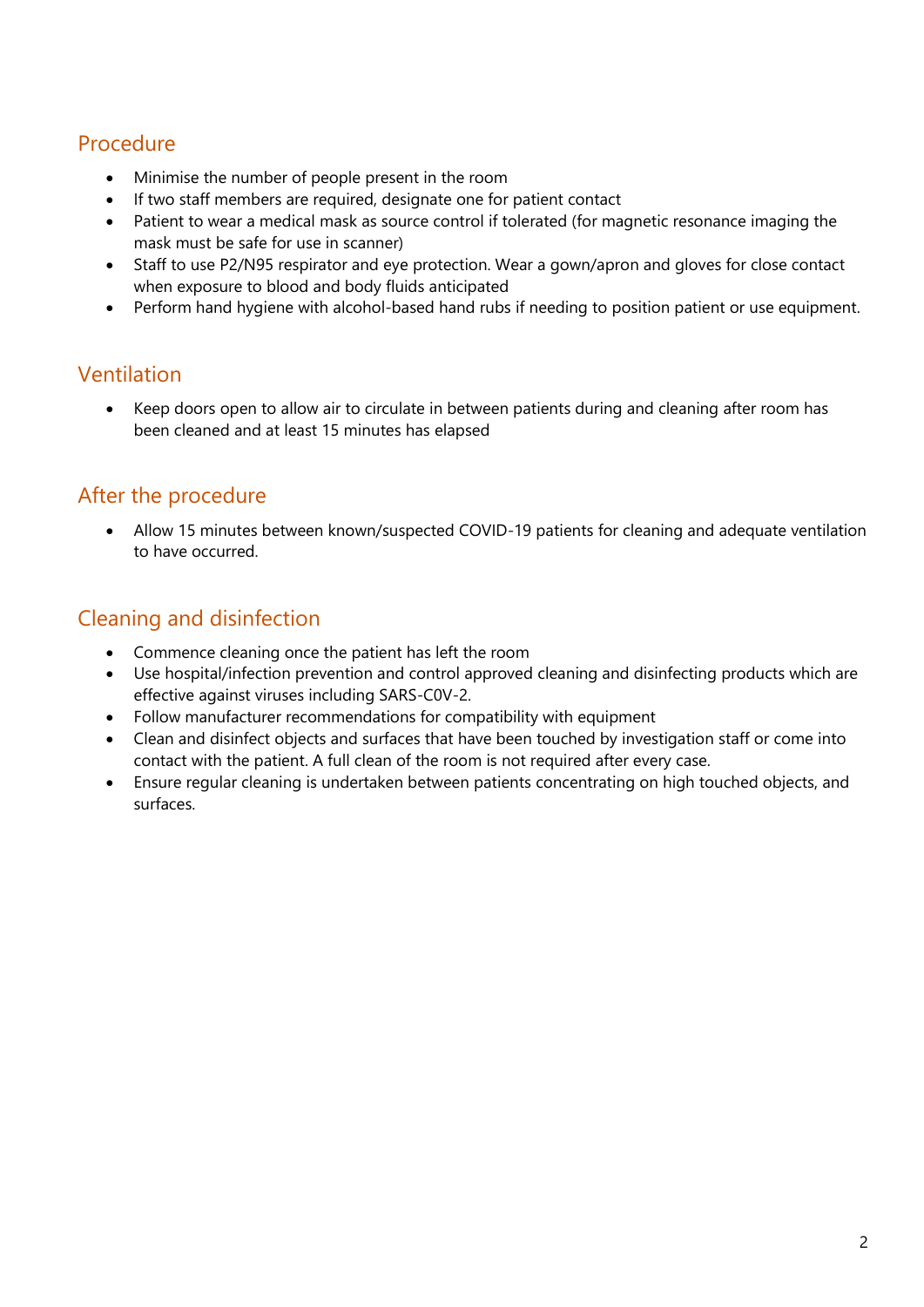## Procedure

- Minimise the number of people present in the room
- If two staff members are required, designate one for patient contact
- Patient to wear a medical mask as source control if tolerated (for magnetic resonance imaging the mask must be safe for use in scanner)
- Staff to use P2/N95 respirator and eye protection. Wear a gown/apron and gloves for close contact when exposure to blood and body fluids anticipated
- Perform hand hygiene with alcohol-based hand rubs if needing to position patient or use equipment.

## Ventilation

- Keep doors open to allow air to circulate in between patients during and cleaning after room has been cleaned and at least 15 minutes has elapsed

## After the procedure

- Allow 15 minutes between known/suspected COVID-19 patients for cleaning and adequate ventilation to have occurred.

## Cleaning and disinfection

- Commence cleaning once the patient has left the room
- Use hospital/infection prevention and control approved cleaning and disinfecting products which are effective against viruses including SARS-C0V-2.
- Follow manufacturer recommendations for compatibility with equipment
- Clean and disinfect objects and surfaces that have been touched by investigation staff or come into contact with the patient. A full clean of the room is not required after every case.
- Ensure regular cleaning is undertaken between patients concentrating on high touched objects, and surfaces.